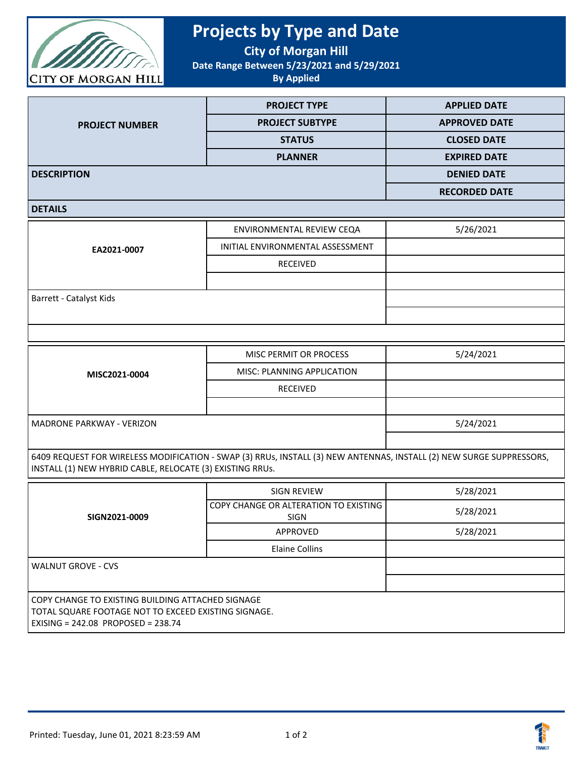# Projects by Type and Date

**City of Morgan Hill**

**Date Range Between 5/23/2021 and 5/29/2021**

**By Applied**

| PROJECT NUMBER | PROJECT TYPE | APPLIED DATE |
|---|---|---|
| | PROJECT SUBTYPE | APPROVED DATE |
| | STATUS | CLOSED DATE |
| | PLANNER | EXPIRED DATE |
| DESCRIPTION | | DENIED DATE |
| | | RECORDED DATE |
| DETAILS | | |

| | | |
|---|---|---|
| **EA2021-0007** | ENVIRONMENTAL REVIEW CEQA | 5/26/2021 |
| | INITIAL ENVIRONMENTAL ASSESSMENT | |
| | RECEIVED | |
| | | |
| Barrett - Catalyst Kids | | |
| | | |
| | | |

| | | |
|---|---|---|
| **MISC2021-0004** | MISC PERMIT OR PROCESS | 5/24/2021 |
| | MISC: PLANNING APPLICATION | |
| | RECEIVED | |
| | | |
| MADRONE PARKWAY - VERIZON | | 5/24/2021 |
| | | |
| 6409 REQUEST FOR WIRELESS MODIFICATION - SWAP (3) RRUs, INSTALL (3) NEW ANTENNAS, INSTALL (2) NEW SURGE SUPPRESSORS, INSTALL (1) NEW HYBRID CABLE, RELOCATE (3) EXISTING RRUs. | | |

| | | |
|---|---|---|
| **SIGN2021-0009** | SIGN REVIEW | 5/28/2021 |
| | COPY CHANGE OR ALTERATION TO EXISTING SIGN | 5/28/2021 |
| | APPROVED | 5/28/2021 |
| | Elaine Collins | |
| WALNUT GROVE - CVS | | |
| | | |
| COPY CHANGE TO EXISTING BUILDING ATTACHED SIGNAGE<br>TOTAL SQUARE FOOTAGE NOT TO EXCEED EXISTING SIGNAGE.<br>EXISING = 242.08 PROPOSED = 238.74 | | |

Printed: Tuesday, June 01, 2021 8:23:59 AM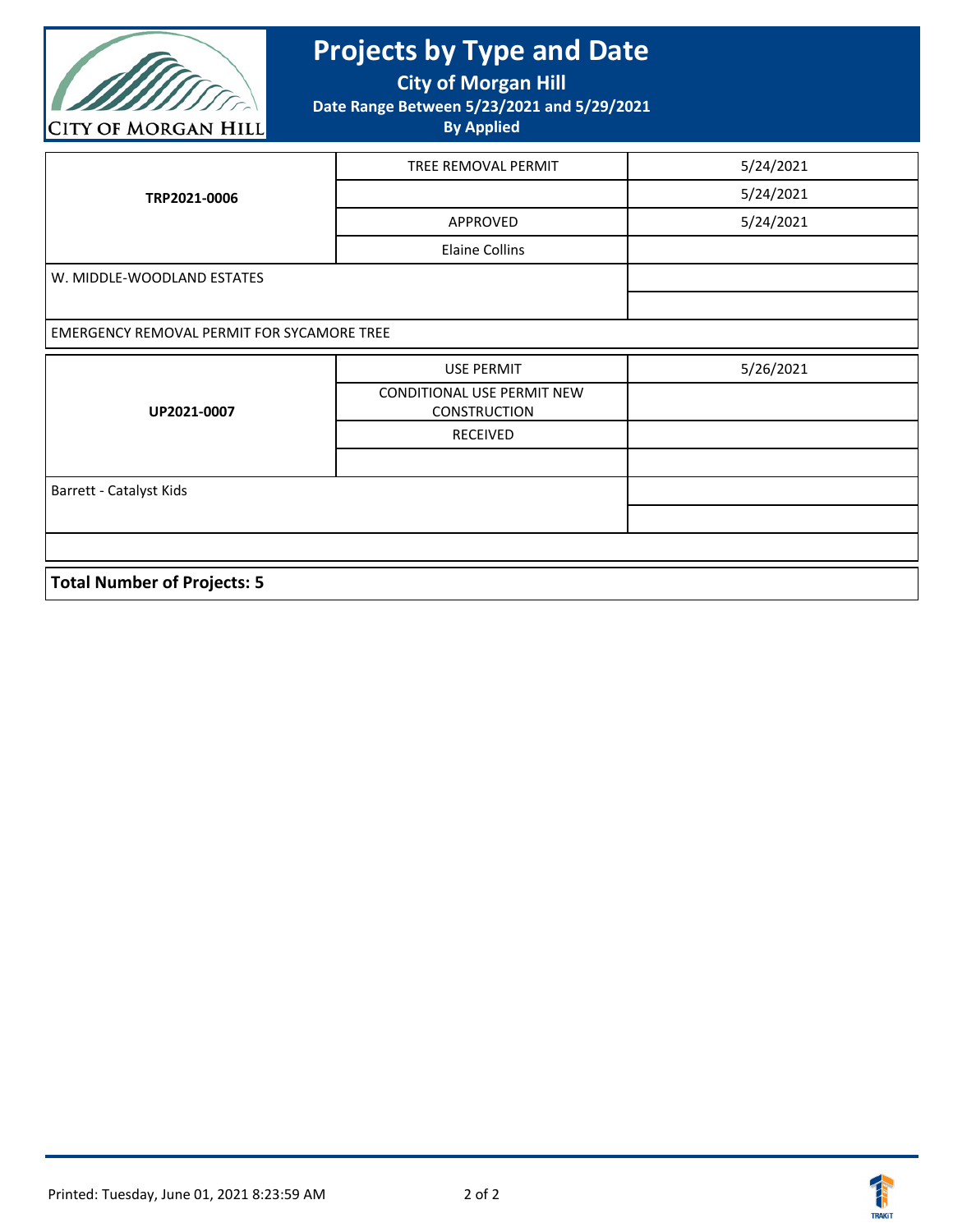# Projects by Type and Date

**City of Morgan Hill**

**Date Range Between 5/23/2021 and 5/29/2021**

**By Applied**

| | | |
|---|---|---|
| **TRP2021-0006** | TREE REMOVAL PERMIT | 5/24/2021 |
| | | 5/24/2021 |
| | APPROVED | 5/24/2021 |
| | Elaine Collins | |
| W. MIDDLE-WOODLAND ESTATES | | |
| | | |
| EMERGENCY REMOVAL PERMIT FOR SYCAMORE TREE | | |

| | | |
|---|---|---|
| **UP2021-0007** | USE PERMIT | 5/26/2021 |
| | CONDITIONAL USE PERMIT NEW CONSTRUCTION | |
| | RECEIVED | |
| | | |
| Barrett - Catalyst Kids | | |
| | | |
| | | |

**Total Number of Projects: 5**

Printed: Tuesday, June 01, 2021 8:23:59 AM